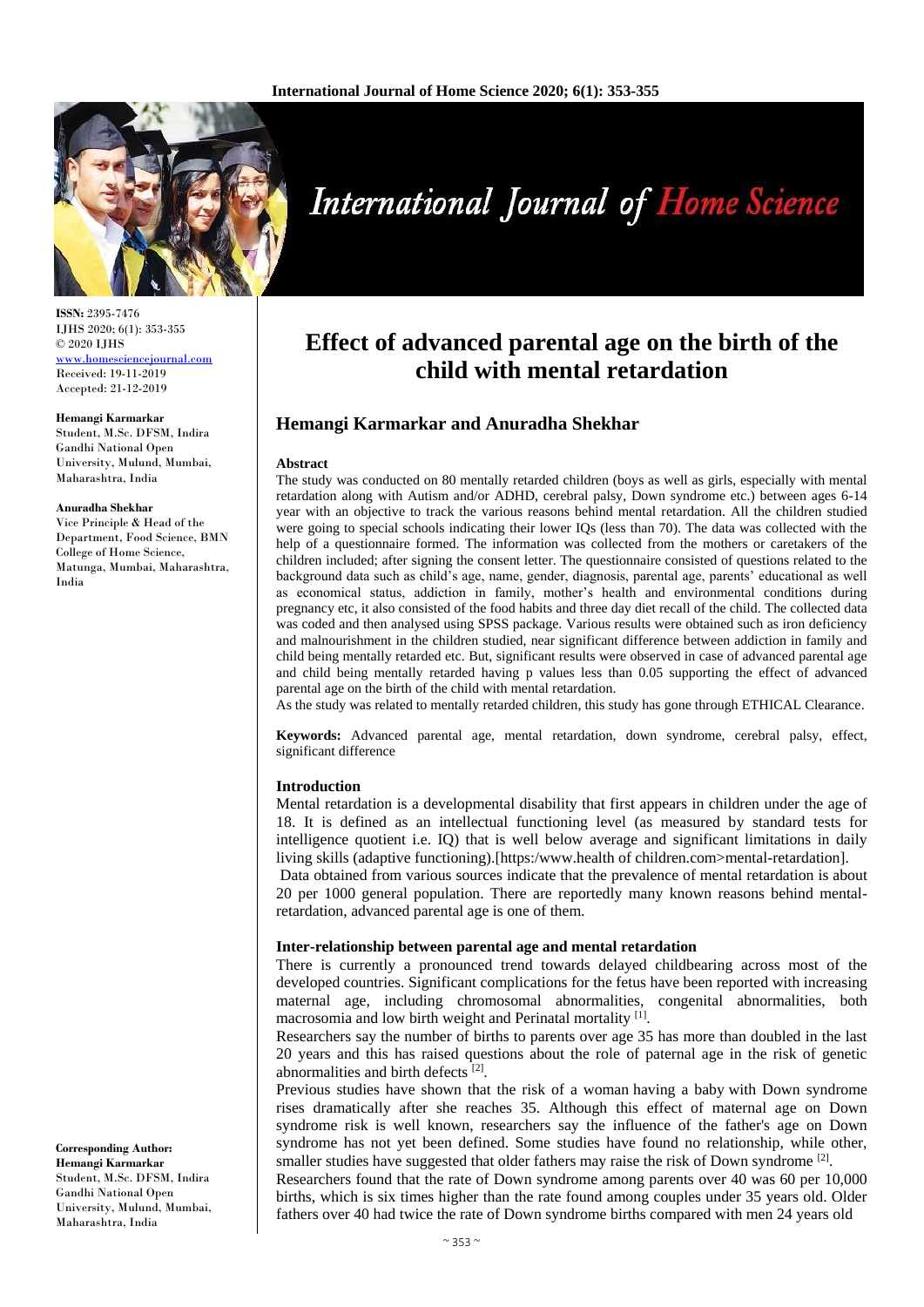**ISSN:** 2395-7476
IJHS 2020; 6(1): 353-355
© 2020 IJHS
www.homesciencejournal.com
Received: 19-11-2019
Accepted: 21-12-2019

**Hemangi Karmarkar**
Student, M.Sc. DFSM, Indira Gandhi National Open University, Mulund, Mumbai, Maharashtra, India

**Anuradha Shekhar**
Vice Principle & Head of the Department, Food Science, BMN College of Home Science, Matunga, Mumbai, Maharashtra, India

**Corresponding Author:**
**Hemangi Karmarkar**
Student, M.Sc. DFSM, Indira Gandhi National Open University, Mulund, Mumbai, Maharashtra, India

# Effect of advanced parental age on the birth of the child with mental retardation

## Hemangi Karmarkar and Anuradha Shekhar

### Abstract

The study was conducted on 80 mentally retarded children (boys as well as girls, especially with mental retardation along with Autism and/or ADHD, cerebral palsy, Down syndrome etc.) between ages 6-14 year with an objective to track the various reasons behind mental retardation. All the children studied were going to special schools indicating their lower IQs (less than 70). The data was collected with the help of a questionnaire formed. The information was collected from the mothers or caretakers of the children included; after signing the consent letter. The questionnaire consisted of questions related to the background data such as child's age, name, gender, diagnosis, parental age, parents' educational as well as economical status, addiction in family, mother's health and environmental conditions during pregnancy etc, it also consisted of the food habits and three day diet recall of the child. The collected data was coded and then analysed using SPSS package. Various results were obtained such as iron deficiency and malnourishment in the children studied, near significant difference between addiction in family and child being mentally retarded etc. But, significant results were observed in case of advanced parental age and child being mentally retarded having p values less than 0.05 supporting the effect of advanced parental age on the birth of the child with mental retardation.

As the study was related to mentally retarded children, this study has gone through ETHICAL Clearance.

**Keywords:** Advanced parental age, mental retardation, down syndrome, cerebral palsy, effect, significant difference

### Introduction

Mental retardation is a developmental disability that first appears in children under the age of 18. It is defined as an intellectual functioning level (as measured by standard tests for intelligence quotient i.e. IQ) that is well below average and significant limitations in daily living skills (adaptive functioning).[https:/www.health of children.com>mental-retardation].

Data obtained from various sources indicate that the prevalence of mental retardation is about 20 per 1000 general population. There are reportedly many known reasons behind mental-retardation, advanced parental age is one of them.

### Inter-relationship between parental age and mental retardation

There is currently a pronounced trend towards delayed childbearing across most of the developed countries. Significant complications for the fetus have been reported with increasing maternal age, including chromosomal abnormalities, congenital abnormalities, both macrosomia and low birth weight and Perinatal mortality [1].

Researchers say the number of births to parents over age 35 has more than doubled in the last 20 years and this has raised questions about the role of paternal age in the risk of genetic abnormalities and birth defects [2].

Previous studies have shown that the risk of a woman having a baby with Down syndrome rises dramatically after she reaches 35. Although this effect of maternal age on Down syndrome risk is well known, researchers say the influence of the father's age on Down syndrome has not yet been defined. Some studies have found no relationship, while other, smaller studies have suggested that older fathers may raise the risk of Down syndrome [2].

Researchers found that the rate of Down syndrome among parents over 40 was 60 per 10,000 births, which is six times higher than the rate found among couples under 35 years old. Older fathers over 40 had twice the rate of Down syndrome births compared with men 24 years old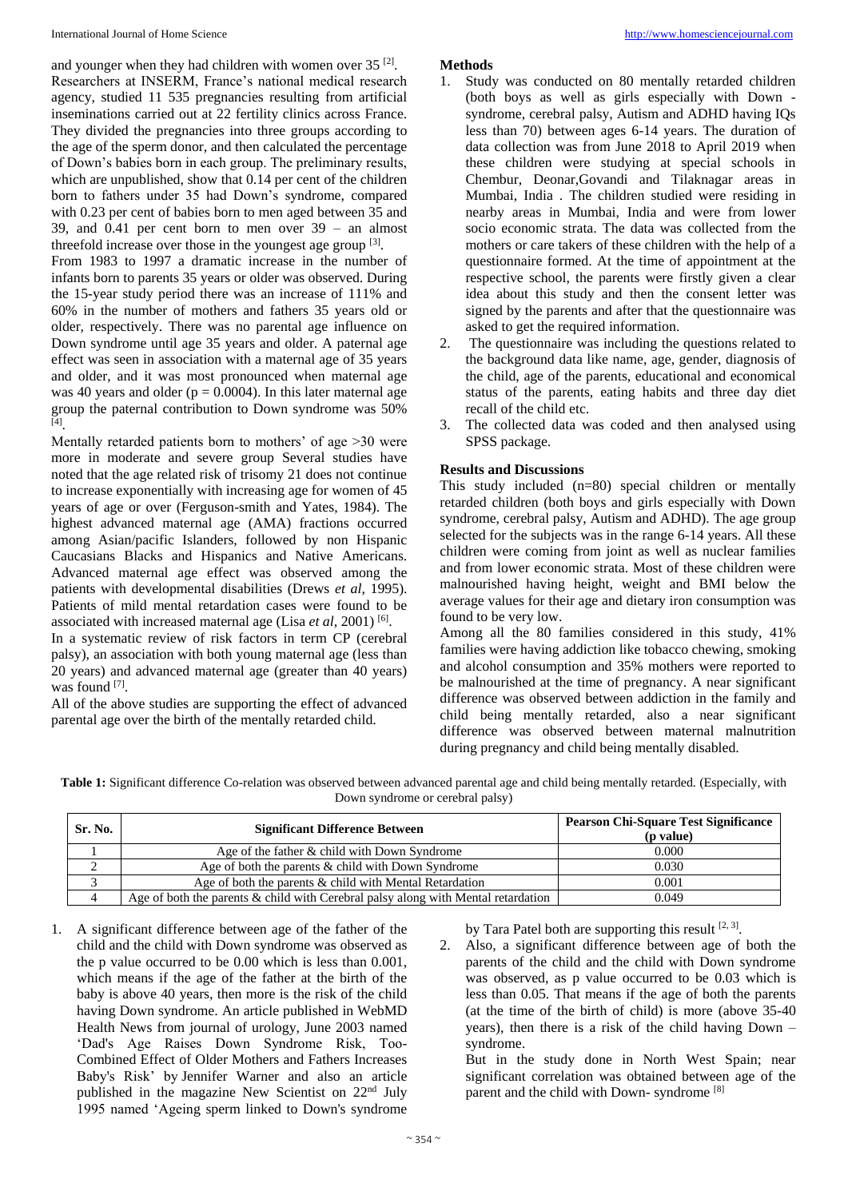and younger when they had children with women over 35 [2]. Researchers at INSERM, France's national medical research agency, studied 11 535 pregnancies resulting from artificial inseminations carried out at 22 fertility clinics across France. They divided the pregnancies into three groups according to the age of the sperm donor, and then calculated the percentage of Down's babies born in each group. The preliminary results, which are unpublished, show that 0.14 per cent of the children born to fathers under 35 had Down's syndrome, compared with 0.23 per cent of babies born to men aged between 35 and 39, and 0.41 per cent born to men over 39 – an almost threefold increase over those in the youngest age group [3].

From 1983 to 1997 a dramatic increase in the number of infants born to parents 35 years or older was observed. During the 15-year study period there was an increase of 111% and 60% in the number of mothers and fathers 35 years old or older, respectively. There was no parental age influence on Down syndrome until age 35 years and older. A paternal age effect was seen in association with a maternal age of 35 years and older, and it was most pronounced when maternal age was 40 years and older ($p = 0.0004$). In this later maternal age group the paternal contribution to Down syndrome was 50% [4].

Mentally retarded patients born to mothers' of age >30 were more in moderate and severe group Several studies have noted that the age related risk of trisomy 21 does not continue to increase exponentially with increasing age for women of 45 years of age or over (Ferguson-smith and Yates, 1984). The highest advanced maternal age (AMA) fractions occurred among Asian/pacific Islanders, followed by non Hispanic Caucasians Blacks and Hispanics and Native Americans. Advanced maternal age effect was observed among the patients with developmental disabilities (Drews *et al*, 1995). Patients of mild mental retardation cases were found to be associated with increased maternal age (Lisa *et al*, 2001) [6].

In a systematic review of risk factors in term CP (cerebral palsy), an association with both young maternal age (less than 20 years) and advanced maternal age (greater than 40 years) was found [7].

All of the above studies are supporting the effect of advanced parental age over the birth of the mentally retarded child.

## Methods

1. Study was conducted on 80 mentally retarded children (both boys as well as girls especially with Down - syndrome, cerebral palsy, Autism and ADHD having IQs less than 70) between ages 6-14 years. The duration of data collection was from June 2018 to April 2019 when these children were studying at special schools in Chembur, Deonar,Govandi and Tilaknagar areas in Mumbai, India . The children studied were residing in nearby areas in Mumbai, India and were from lower socio economic strata. The data was collected from the mothers or care takers of these children with the help of a questionnaire formed. At the time of appointment at the respective school, the parents were firstly given a clear idea about this study and then the consent letter was signed by the parents and after that the questionnaire was asked to get the required information.
2. The questionnaire was including the questions related to the background data like name, age, gender, diagnosis of the child, age of the parents, educational and economical status of the parents, eating habits and three day diet recall of the child etc.
3. The collected data was coded and then analysed using SPSS package.

## Results and Discussions

This study included (n=80) special children or mentally retarded children (both boys and girls especially with Down syndrome, cerebral palsy, Autism and ADHD). The age group selected for the subjects was in the range 6-14 years. All these children were coming from joint as well as nuclear families and from lower economic strata. Most of these children were malnourished having height, weight and BMI below the average values for their age and dietary iron consumption was found to be very low.

Among all the 80 families considered in this study, 41% families were having addiction like tobacco chewing, smoking and alcohol consumption and 35% mothers were reported to be malnourished at the time of pregnancy. A near significant difference was observed between addiction in the family and child being mentally retarded, also a near significant difference was observed between maternal malnutrition during pregnancy and child being mentally disabled.

**Table 1:** Significant difference Co-relation was observed between advanced parental age and child being mentally retarded. (Especially, with Down syndrome or cerebral palsy)

| Sr. No. | Significant Difference Between | Pearson Chi-Square Test Significance (p value) |
|---|---|---|
| 1 | Age of the father & child with Down Syndrome | 0.000 |
| 2 | Age of both the parents & child with Down Syndrome | 0.030 |
| 3 | Age of both the parents & child with Mental Retardation | 0.001 |
| 4 | Age of both the parents & child with Cerebral palsy along with Mental retardation | 0.049 |

1. A significant difference between age of the father of the child and the child with Down syndrome was observed as the p value occurred to be 0.00 which is less than 0.001, which means if the age of the father at the birth of the baby is above 40 years, then more is the risk of the child having Down syndrome. An article published in WebMD Health News from journal of urology, June 2003 named 'Dad's Age Raises Down Syndrome Risk, Too- Combined Effect of Older Mothers and Fathers Increases Baby's Risk' by Jennifer Warner and also an article published in the magazine New Scientist on 22nd July 1995 named 'Ageing sperm linked to Down's syndrome by Tara Patel both are supporting this result [2, 3].
2. Also, a significant difference between age of both the parents of the child and the child with Down syndrome was observed, as p value occurred to be 0.03 which is less than 0.05. That means if the age of both the parents (at the time of the birth of child) is more (above 35-40 years), then there is a risk of the child having Down – syndrome.

   But in the study done in North West Spain; near significant correlation was obtained between age of the parent and the child with Down- syndrome [8]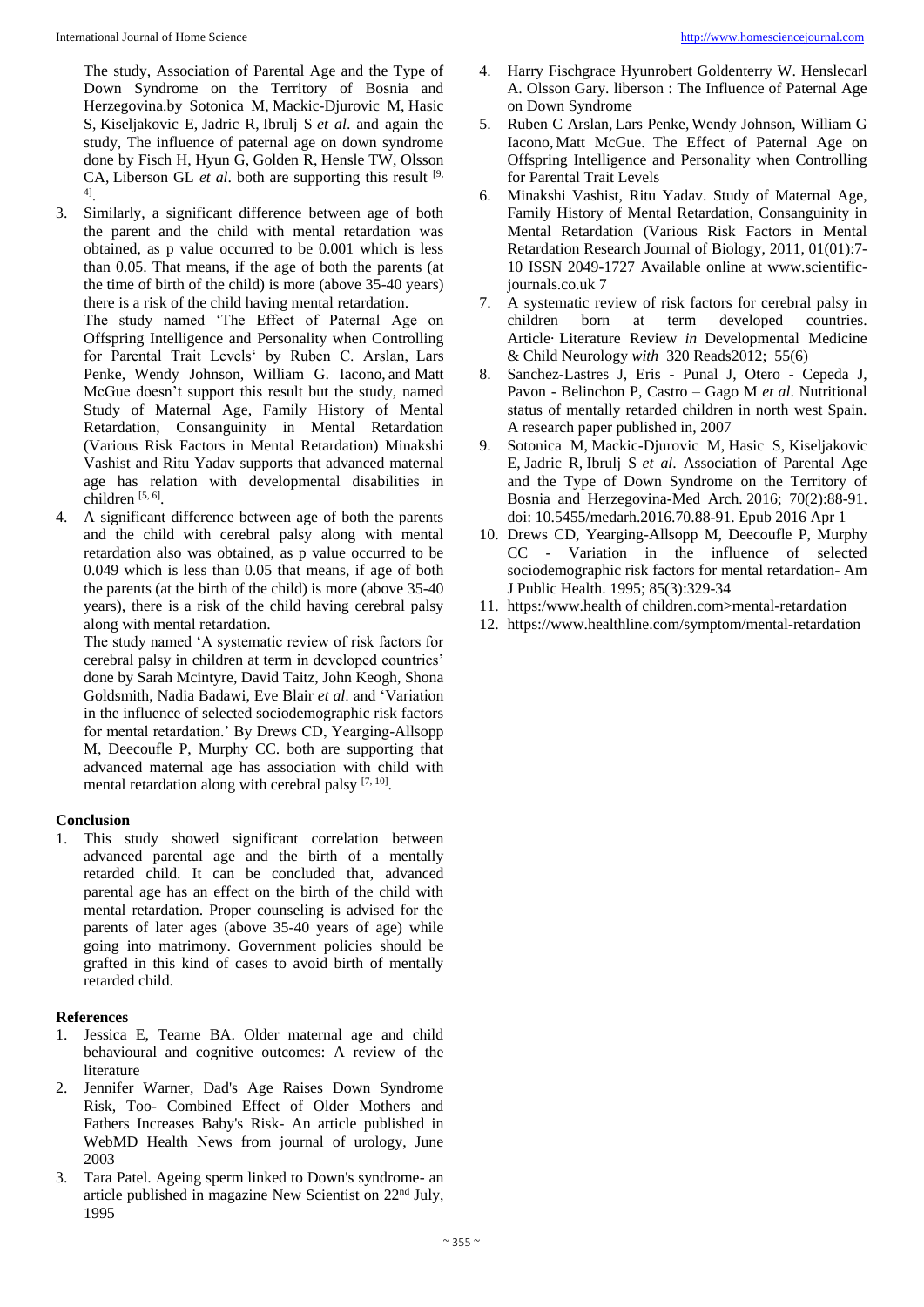The study, Association of Parental Age and the Type of Down Syndrome on the Territory of Bosnia and Herzegovina.by Sotonica M, Mackic-Djurovic M, Hasic S, Kiseljakovic E, Jadric R, Ibrulj S *et al*. and again the study, The influence of paternal age on down syndrome done by Fisch H, Hyun G, Golden R, Hensle TW, Olsson CA, Liberson GL *et al*. both are supporting this result [9, 4].

3. Similarly, a significant difference between age of both the parent and the child with mental retardation was obtained, as p value occurred to be 0.001 which is less than 0.05. That means, if the age of both the parents (at the time of birth of the child) is more (above 35-40 years) there is a risk of the child having mental retardation.

   The study named 'The Effect of Paternal Age on Offspring Intelligence and Personality when Controlling for Parental Trait Levels' by Ruben C. Arslan, Lars Penke, Wendy Johnson, William G. Iacono, and Matt McGue doesn't support this result but the study, named Study of Maternal Age, Family History of Mental Retardation, Consanguinity in Mental Retardation (Various Risk Factors in Mental Retardation) Minakshi Vashist and Ritu Yadav supports that advanced maternal age has relation with developmental disabilities in children [5, 6].

4. A significant difference between age of both the parents and the child with cerebral palsy along with mental retardation also was obtained, as p value occurred to be 0.049 which is less than 0.05 that means, if age of both the parents (at the birth of the child) is more (above 35-40 years), there is a risk of the child having cerebral palsy along with mental retardation.

   The study named 'A systematic review of risk factors for cerebral palsy in children at term in developed countries' done by Sarah Mcintyre, David Taitz, John Keogh, Shona Goldsmith, Nadia Badawi, Eve Blair *et al*. and 'Variation in the influence of selected sociodemographic risk factors for mental retardation.' By Drews CD, Yearging-Allsopp M, Deecoufle P, Murphy CC. both are supporting that advanced maternal age has association with child with mental retardation along with cerebral palsy [7, 10].

## Conclusion

1. This study showed significant correlation between advanced parental age and the birth of a mentally retarded child. It can be concluded that, advanced parental age has an effect on the birth of the child with mental retardation. Proper counseling is advised for the parents of later ages (above 35-40 years of age) while going into matrimony. Government policies should be grafted in this kind of cases to avoid birth of mentally retarded child.

## References

1. Jessica E, Tearne BA. Older maternal age and child behavioural and cognitive outcomes: A review of the literature
2. Jennifer Warner, Dad's Age Raises Down Syndrome Risk, Too- Combined Effect of Older Mothers and Fathers Increases Baby's Risk- An article published in WebMD Health News from journal of urology, June 2003
3. Tara Patel. Ageing sperm linked to Down's syndrome- an article published in magazine New Scientist on 22nd July, 1995
4. Harry Fischgrace Hyunrobert Goldenterry W. Henslecarl A. Olsson Gary. liberson : The Influence of Paternal Age on Down Syndrome
5. Ruben C Arslan, Lars Penke, Wendy Johnson, William G Iacono, Matt McGue. The Effect of Paternal Age on Offspring Intelligence and Personality when Controlling for Parental Trait Levels
6. Minakshi Vashist, Ritu Yadav. Study of Maternal Age, Family History of Mental Retardation, Consanguinity in Mental Retardation (Various Risk Factors in Mental Retardation Research Journal of Biology, 2011, 01(01):7-10 ISSN 2049-1727 Available online at www.scientific-journals.co.uk 7
7. A systematic review of risk factors for cerebral palsy in children born at term developed countries. Article· Literature Review *in* Developmental Medicine & Child Neurology *with* 320 Reads2012; 55(6)
8. Sanchez-Lastres J, Eris - Punal J, Otero - Cepeda J, Pavon - Belinchon P, Castro – Gago M *et al*. Nutritional status of mentally retarded children in north west Spain. A research paper published in, 2007
9. Sotonica M, Mackic-Djurovic M, Hasic S, Kiseljakovic E, Jadric R, Ibrulj S *et al*. Association of Parental Age and the Type of Down Syndrome on the Territory of Bosnia and Herzegovina-Med Arch. 2016; 70(2):88-91. doi: 10.5455/medarh.2016.70.88-91. Epub 2016 Apr 1
10. Drews CD, Yearging-Allsopp M, Deecoufle P, Murphy CC - Variation in the influence of selected sociodemographic risk factors for mental retardation- Am J Public Health. 1995; 85(3):329-34
11. https:/www.health of children.com>mental-retardation
12. https://www.healthline.com/symptom/mental-retardation